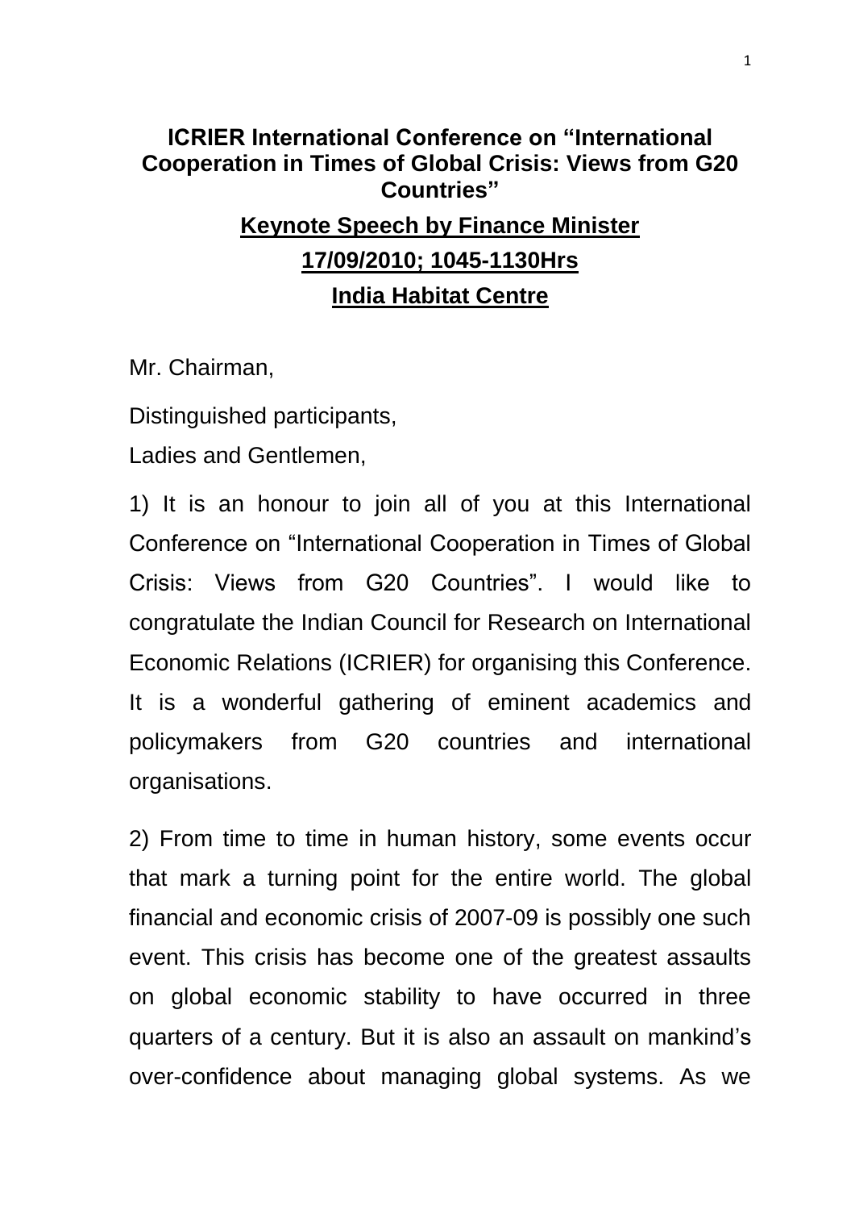## ICRIER International Conference on "International Cooperation in Times of Global Crisis: Views from G20 Countries"

**Keynote Speech by Finance Minister**

**17/09/2010; 1045-1130Hrs**

**India Habitat Centre**

Mr. Chairman,

Distinguished participants,

Ladies and Gentlemen,

1) It is an honour to join all of you at this International Conference on "International Cooperation in Times of Global Crisis: Views from G20 Countries". I would like to congratulate the Indian Council for Research on International Economic Relations (ICRIER) for organising this Conference. It is a wonderful gathering of eminent academics and policymakers from G20 countries and international organisations.

2) From time to time in human history, some events occur that mark a turning point for the entire world. The global financial and economic crisis of 2007-09 is possibly one such event. This crisis has become one of the greatest assaults on global economic stability to have occurred in three quarters of a century. But it is also an assault on mankind's over-confidence about managing global systems. As we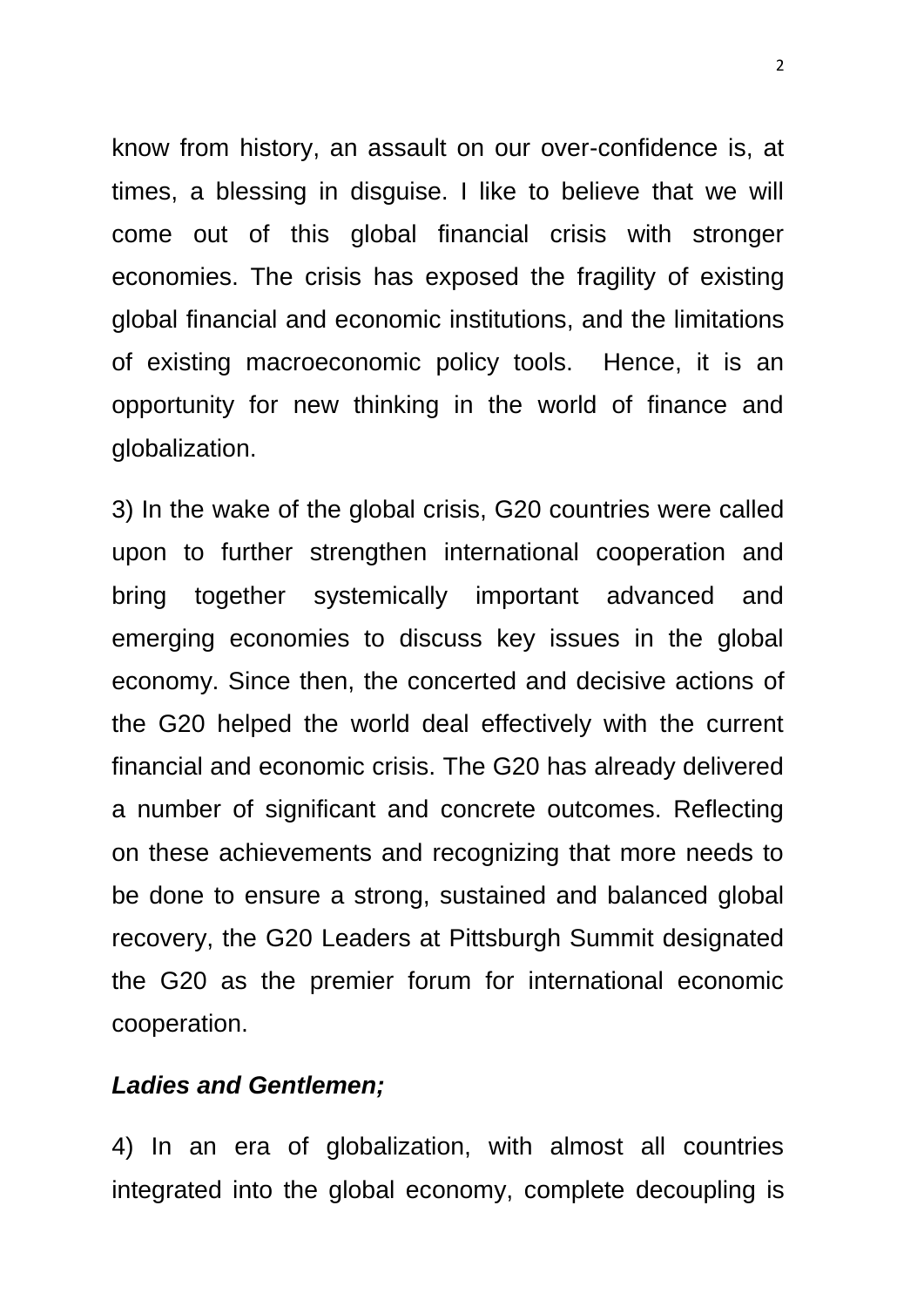know from history, an assault on our over-confidence is, at times, a blessing in disguise. I like to believe that we will come out of this global financial crisis with stronger economies. The crisis has exposed the fragility of existing global financial and economic institutions, and the limitations of existing macroeconomic policy tools.  Hence, it is an opportunity for new thinking in the world of finance and globalization.

3) In the wake of the global crisis, G20 countries were called upon to further strengthen international cooperation and bring together systemically important advanced and emerging economies to discuss key issues in the global economy. Since then, the concerted and decisive actions of the G20 helped the world deal effectively with the current financial and economic crisis. The G20 has already delivered a number of significant and concrete outcomes. Reflecting on these achievements and recognizing that more needs to be done to ensure a strong, sustained and balanced global recovery, the G20 Leaders at Pittsburgh Summit designated the G20 as the premier forum for international economic cooperation.

***Ladies and Gentlemen;***

4) In an era of globalization, with almost all countries integrated into the global economy, complete decoupling is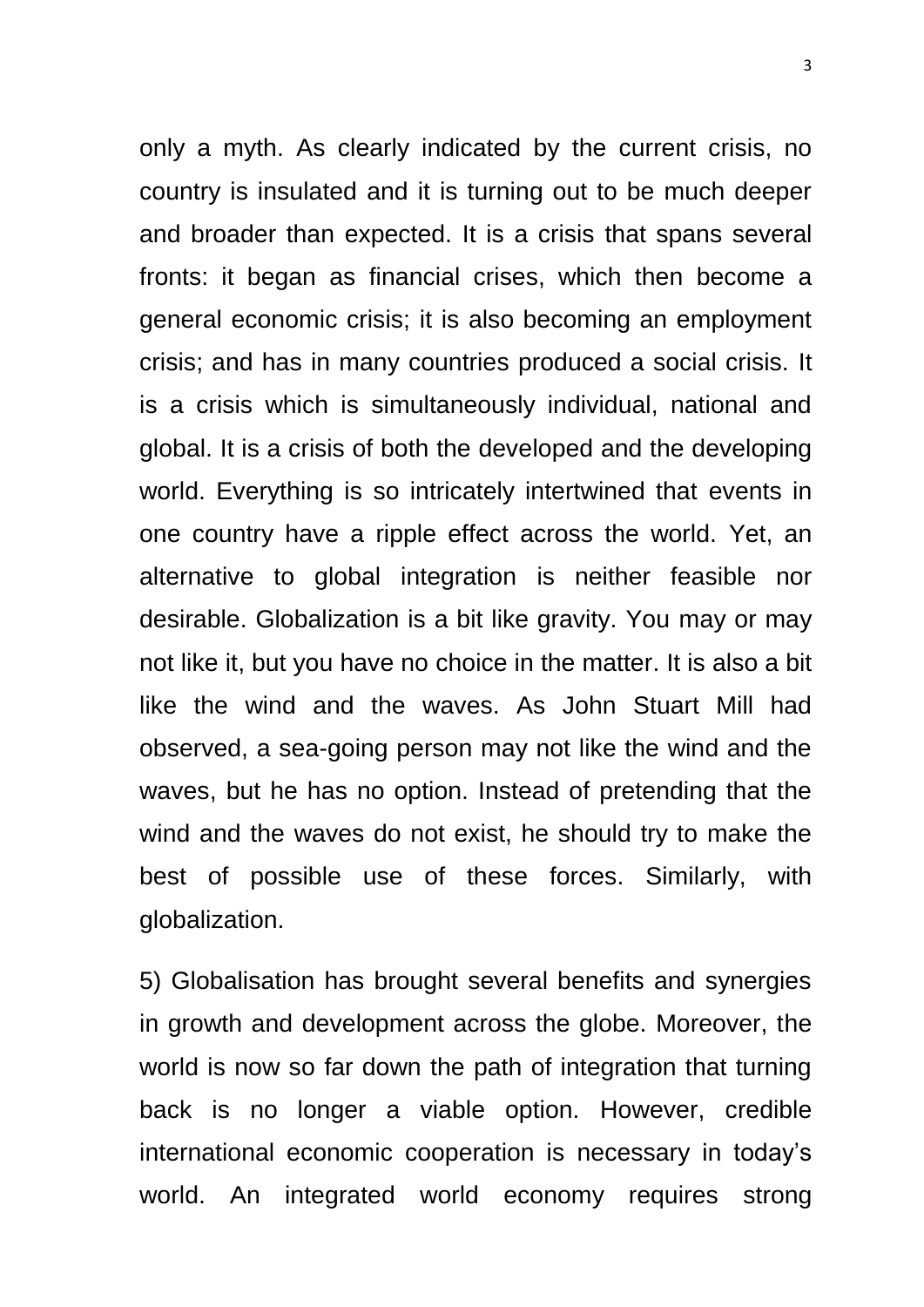only a myth. As clearly indicated by the current crisis, no country is insulated and it is turning out to be much deeper and broader than expected. It is a crisis that spans several fronts: it began as financial crises, which then become a general economic crisis; it is also becoming an employment crisis; and has in many countries produced a social crisis. It is a crisis which is simultaneously individual, national and global. It is a crisis of both the developed and the developing world. Everything is so intricately intertwined that events in one country have a ripple effect across the world. Yet, an alternative to global integration is neither feasible nor desirable. Globalization is a bit like gravity. You may or may not like it, but you have no choice in the matter. It is also a bit like the wind and the waves. As John Stuart Mill had observed, a sea-going person may not like the wind and the waves, but he has no option. Instead of pretending that the wind and the waves do not exist, he should try to make the best of possible use of these forces. Similarly, with globalization.

5) Globalisation has brought several benefits and synergies in growth and development across the globe. Moreover, the world is now so far down the path of integration that turning back is no longer a viable option. However, credible international economic cooperation is necessary in today's world. An integrated world economy requires strong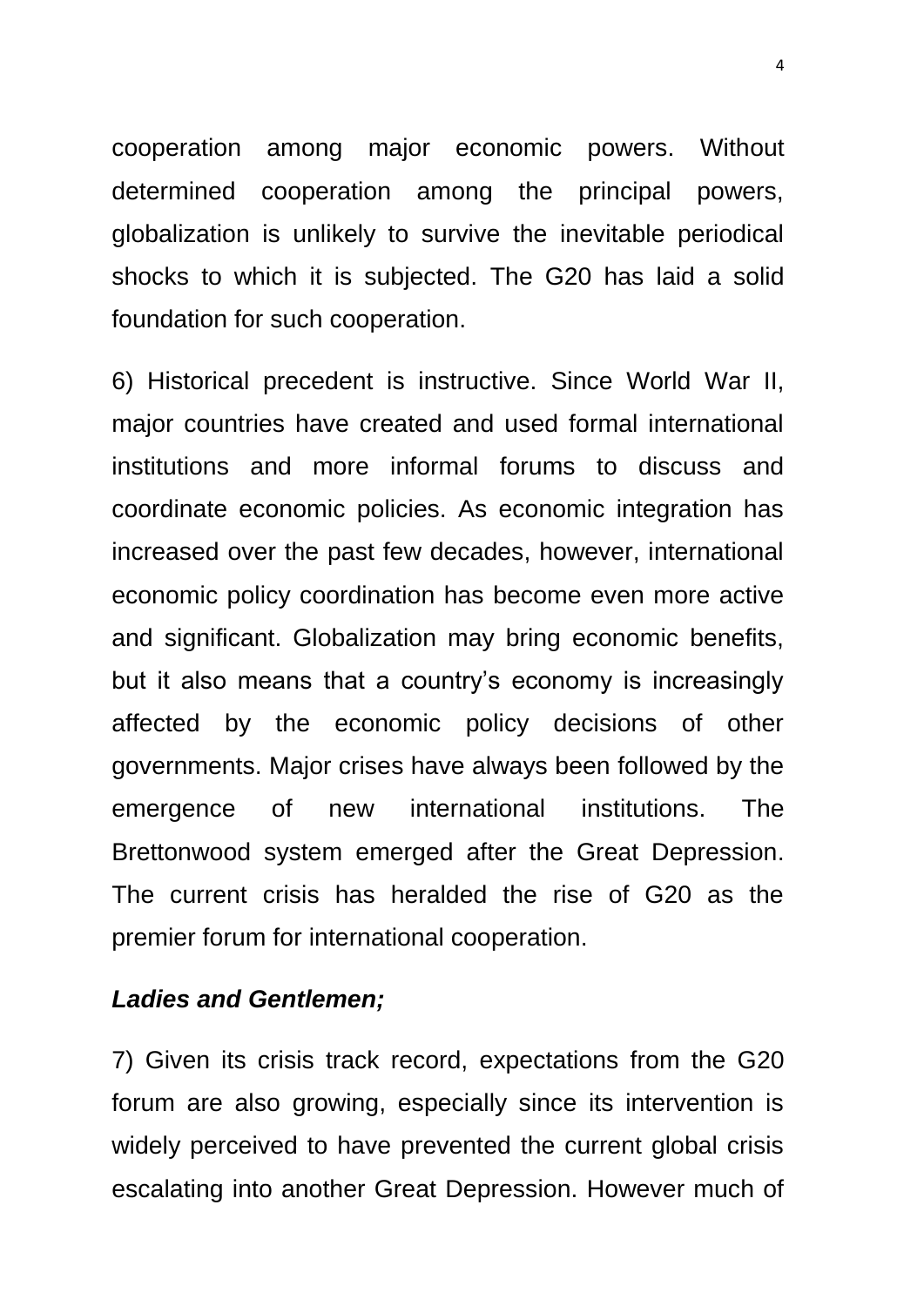cooperation among major economic powers. Without determined cooperation among the principal powers, globalization is unlikely to survive the inevitable periodical shocks to which it is subjected. The G20 has laid a solid foundation for such cooperation.

6) Historical precedent is instructive. Since World War II, major countries have created and used formal international institutions and more informal forums to discuss and coordinate economic policies. As economic integration has increased over the past few decades, however, international economic policy coordination has become even more active and significant. Globalization may bring economic benefits, but it also means that a country's economy is increasingly affected by the economic policy decisions of other governments. Major crises have always been followed by the emergence of new international institutions. The Brettonwood system emerged after the Great Depression. The current crisis has heralded the rise of G20 as the premier forum for international cooperation.

***Ladies and Gentlemen;***

7) Given its crisis track record, expectations from the G20 forum are also growing, especially since its intervention is widely perceived to have prevented the current global crisis escalating into another Great Depression. However much of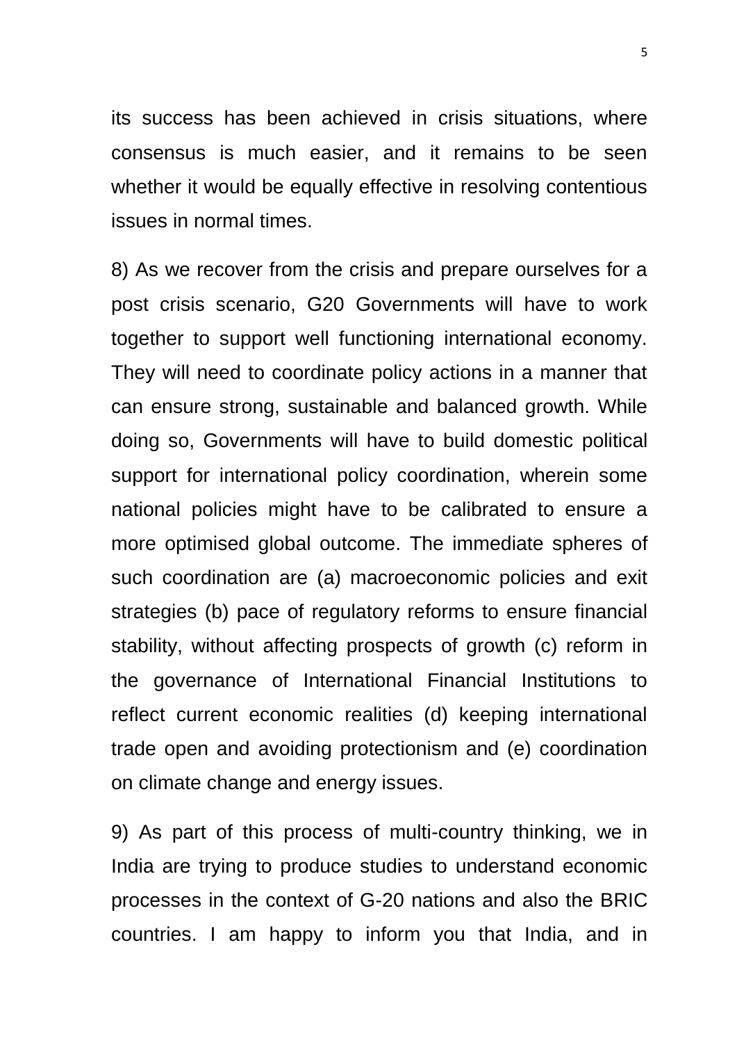its success has been achieved in crisis situations, where consensus is much easier, and it remains to be seen whether it would be equally effective in resolving contentious issues in normal times.

8) As we recover from the crisis and prepare ourselves for a post crisis scenario, G20 Governments will have to work together to support well functioning international economy. They will need to coordinate policy actions in a manner that can ensure strong, sustainable and balanced growth. While doing so, Governments will have to build domestic political support for international policy coordination, wherein some national policies might have to be calibrated to ensure a more optimised global outcome. The immediate spheres of such coordination are (a) macroeconomic policies and exit strategies (b) pace of regulatory reforms to ensure financial stability, without affecting prospects of growth (c) reform in the governance of International Financial Institutions to reflect current economic realities (d) keeping international trade open and avoiding protectionism and (e) coordination on climate change and energy issues.

9) As part of this process of multi-country thinking, we in India are trying to produce studies to understand economic processes in the context of G-20 nations and also the BRIC countries. I am happy to inform you that India, and in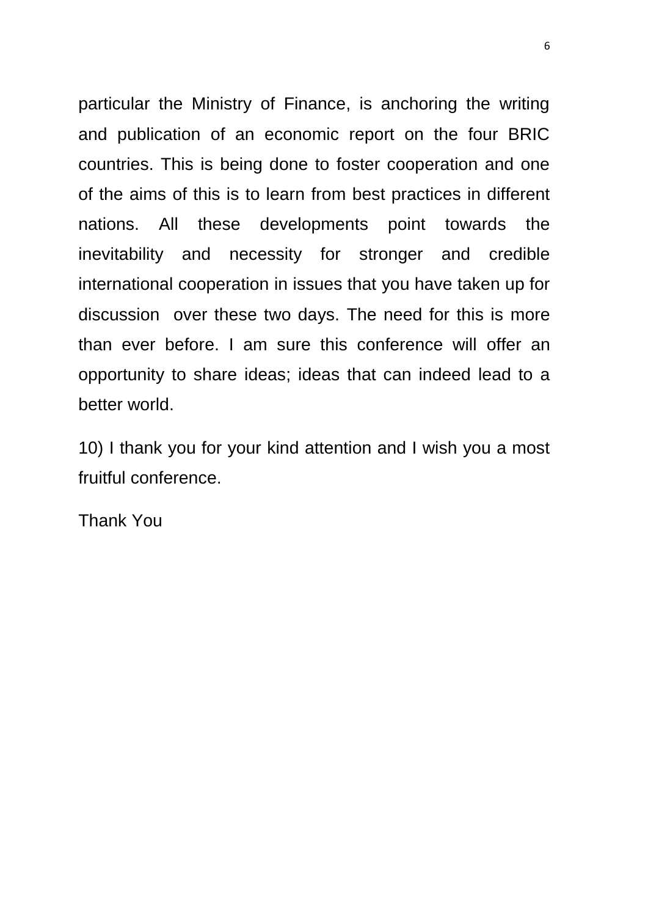particular the Ministry of Finance, is anchoring the writing and publication of an economic report on the four BRIC countries. This is being done to foster cooperation and one of the aims of this is to learn from best practices in different nations. All these developments point towards the inevitability and necessity for stronger and credible international cooperation in issues that you have taken up for discussion over these two days. The need for this is more than ever before. I am sure this conference will offer an opportunity to share ideas; ideas that can indeed lead to a better world.

10) I thank you for your kind attention and I wish you a most fruitful conference.

Thank You